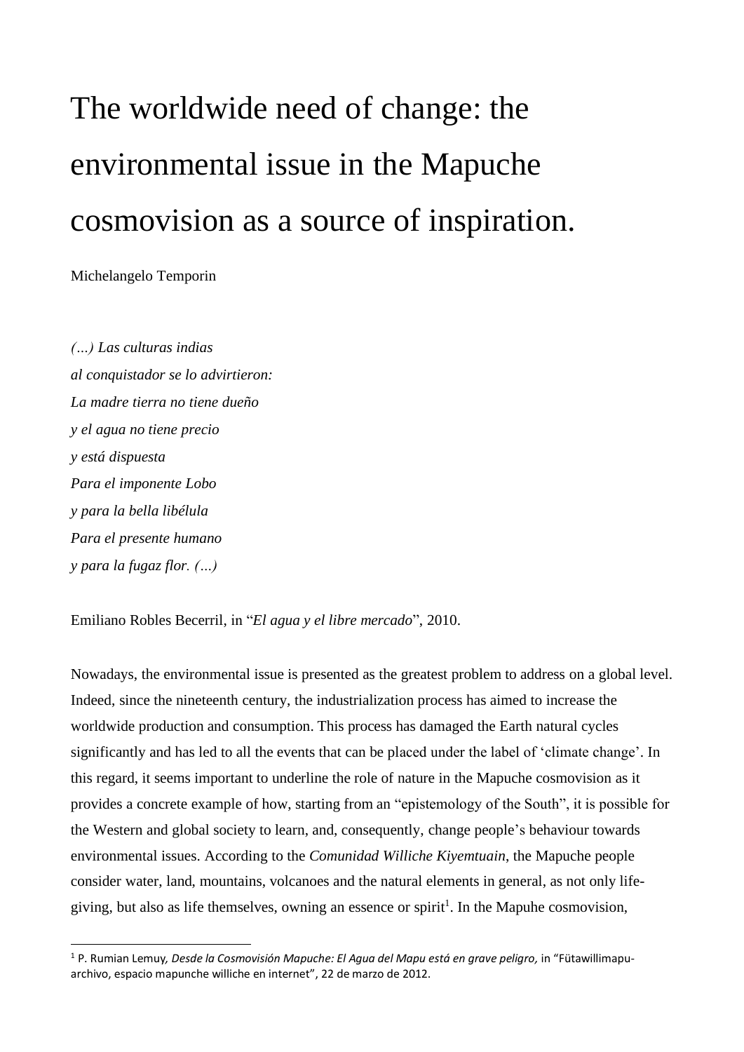# The worldwide need of change: the environmental issue in the Mapuche cosmovision as a source of inspiration.

Michelangelo Temporin

*(…) Las culturas indias*
*al conquistador se lo advirtieron:*
*La madre tierra no tiene dueño*
*y el agua no tiene precio*
*y está dispuesta*
*Para el imponente Lobo*
*y para la bella libélula*
*Para el presente humano*
*y para la fugaz flor. (…)*

Emiliano Robles Becerril, in "*El agua y el libre mercado*", 2010.

Nowadays, the environmental issue is presented as the greatest problem to address on a global level. Indeed, since the nineteenth century, the industrialization process has aimed to increase the worldwide production and consumption. This process has damaged the Earth natural cycles significantly and has led to all the events that can be placed under the label of 'climate change'. In this regard, it seems important to underline the role of nature in the Mapuche cosmovision as it provides a concrete example of how, starting from an "epistemology of the South", it is possible for the Western and global society to learn, and, consequently, change people's behaviour towards environmental issues. According to the *Comunidad Williche Kiyemtuain*, the Mapuche people consider water, land, mountains, volcanoes and the natural elements in general, as not only life-giving, but also as life themselves, owning an essence or spirit[1]. In the Mapuhe cosmovision,

[1] P. Rumian Lemuy*, Desde la Cosmovisión Mapuche: El Agua del Mapu está en grave peligro,* in "Fütawillimapu-archivo, espacio mapunche williche en internet", 22 de marzo de 2012.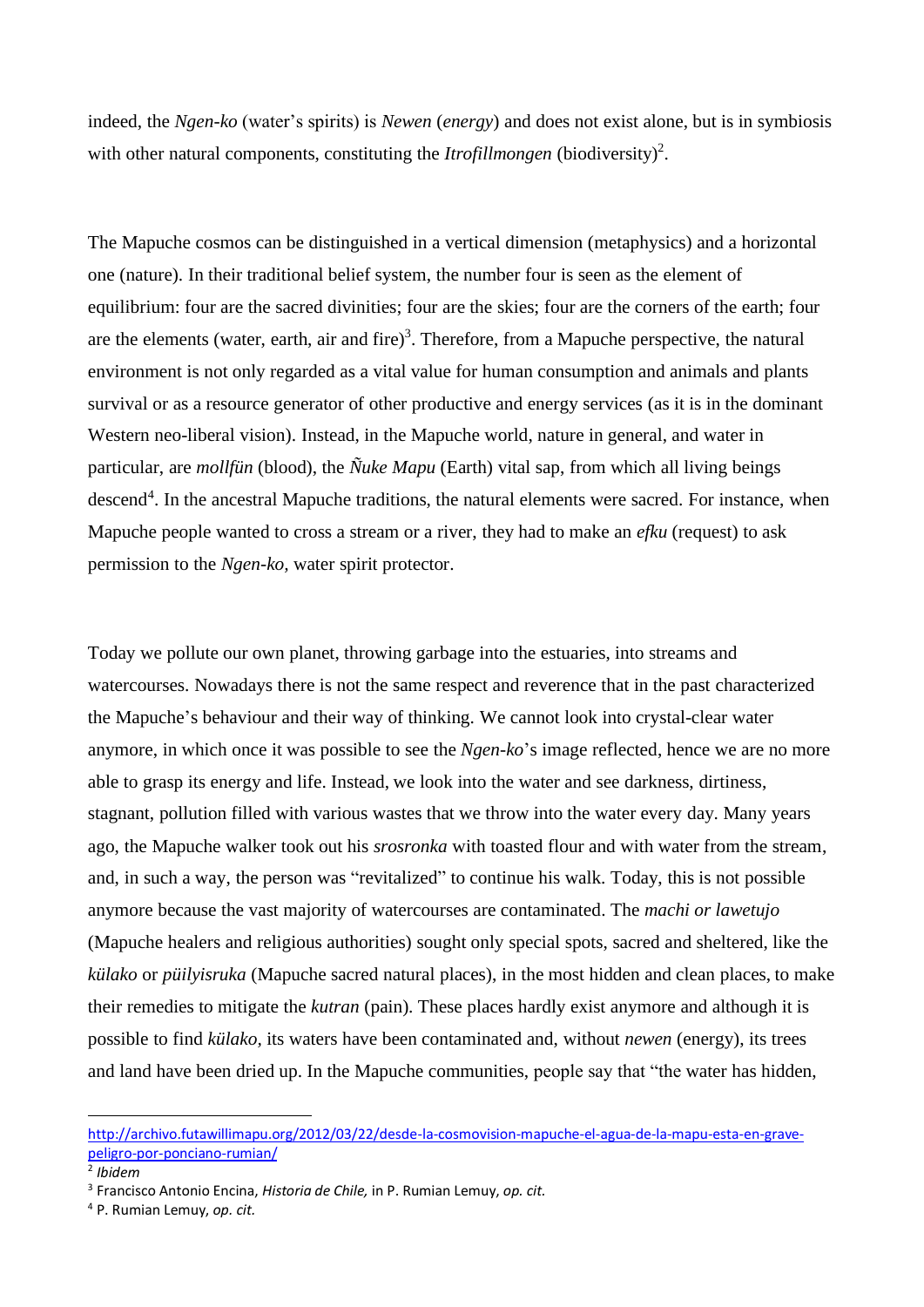indeed, the *Ngen-ko* (water's spirits) is *Newen* (*energy*) and does not exist alone, but is in symbiosis with other natural components, constituting the *Itrofillmongen* (biodiversity)[2].

The Mapuche cosmos can be distinguished in a vertical dimension (metaphysics) and a horizontal one (nature). In their traditional belief system, the number four is seen as the element of equilibrium: four are the sacred divinities; four are the skies; four are the corners of the earth; four are the elements (water, earth, air and fire)[3]. Therefore, from a Mapuche perspective, the natural environment is not only regarded as a vital value for human consumption and animals and plants survival or as a resource generator of other productive and energy services (as it is in the dominant Western neo-liberal vision). Instead, in the Mapuche world, nature in general, and water in particular, are *mollfün* (blood), the *Ñuke Mapu* (Earth) vital sap, from which all living beings descend[4]. In the ancestral Mapuche traditions, the natural elements were sacred. For instance, when Mapuche people wanted to cross a stream or a river, they had to make an *efku* (request) to ask permission to the *Ngen-ko,* water spirit protector.

Today we pollute our own planet, throwing garbage into the estuaries, into streams and watercourses. Nowadays there is not the same respect and reverence that in the past characterized the Mapuche's behaviour and their way of thinking. We cannot look into crystal-clear water anymore, in which once it was possible to see the *Ngen-ko*'s image reflected, hence we are no more able to grasp its energy and life. Instead, we look into the water and see darkness, dirtiness, stagnant, pollution filled with various wastes that we throw into the water every day. Many years ago, the Mapuche walker took out his *srosronka* with toasted flour and with water from the stream, and, in such a way, the person was "revitalized" to continue his walk. Today, this is not possible anymore because the vast majority of watercourses are contaminated. The *machi or lawetujo* (Mapuche healers and religious authorities) sought only special spots, sacred and sheltered, like the *külako* or *püilyisruka* (Mapuche sacred natural places), in the most hidden and clean places, to make their remedies to mitigate the *kutran* (pain). These places hardly exist anymore and although it is possible to find *külako*, its waters have been contaminated and, without *newen* (energy), its trees and land have been dried up. In the Mapuche communities, people say that "the water has hidden,

---

http://archivo.futawillimapu.org/2012/03/22/desde-la-cosmovision-mapuche-el-agua-de-la-mapu-esta-en-grave-peligro-por-ponciano-rumian/

[2] *Ibidem*

[3] Francisco Antonio Encina, *Historia de Chile,* in P. Rumian Lemuy, *op. cit.*

[4] P. Rumian Lemuy, *op. cit.*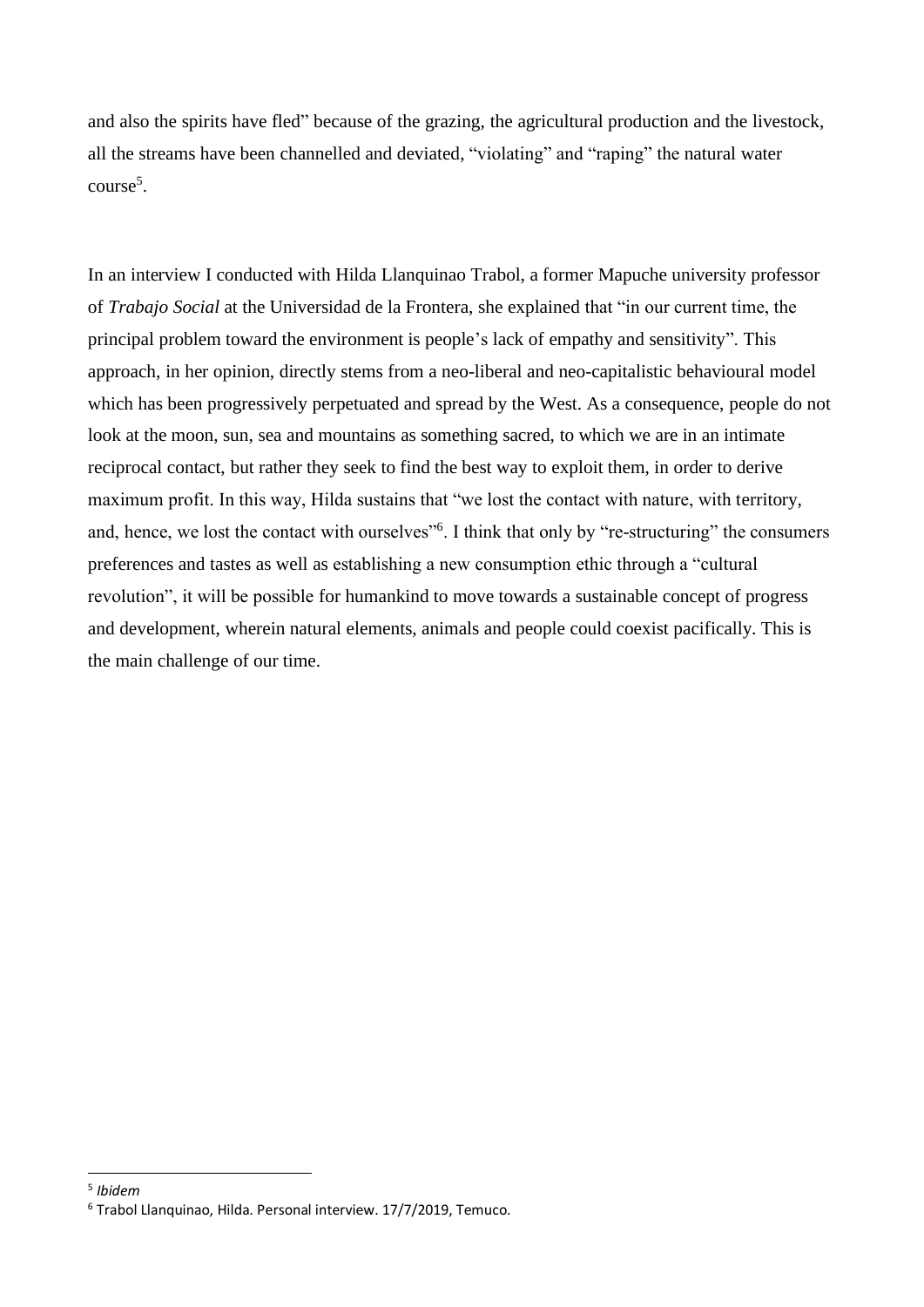and also the spirits have fled" because of the grazing, the agricultural production and the livestock, all the streams have been channelled and deviated, "violating" and "raping" the natural water course[5].

In an interview I conducted with Hilda Llanquinao Trabol, a former Mapuche university professor of *Trabajo Social* at the Universidad de la Frontera, she explained that "in our current time, the principal problem toward the environment is people's lack of empathy and sensitivity". This approach, in her opinion, directly stems from a neo-liberal and neo-capitalistic behavioural model which has been progressively perpetuated and spread by the West. As a consequence, people do not look at the moon, sun, sea and mountains as something sacred, to which we are in an intimate reciprocal contact, but rather they seek to find the best way to exploit them, in order to derive maximum profit. In this way, Hilda sustains that "we lost the contact with nature, with territory, and, hence, we lost the contact with ourselves"[6]. I think that only by "re-structuring" the consumers preferences and tastes as well as establishing a new consumption ethic through a "cultural revolution", it will be possible for humankind to move towards a sustainable concept of progress and development, wherein natural elements, animals and people could coexist pacifically. This is the main challenge of our time.

---

[5] *Ibidem*

[6] Trabol Llanquinao, Hilda. Personal interview. 17/7/2019, Temuco.